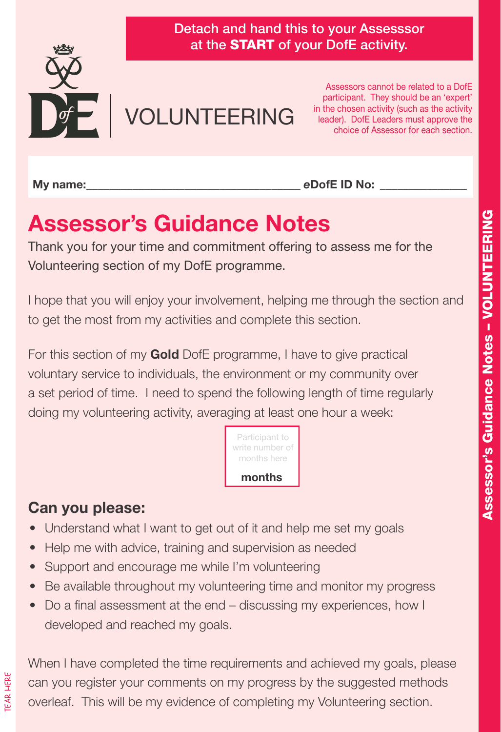**Detach and hand this to your Assesssor at the START of your DofE activity.**

# VOLUNTEERING

Assessors cannot be related to a DofE participant. They should be an 'expert' in the chosen activity (such as the activity leader). DofE Leaders must approve the choice of Assessor for each section.

**My name:**\_\_\_\_\_\_\_\_\_\_\_\_\_\_\_\_\_\_\_\_\_\_\_\_\_\_\_\_\_\_\_\_\_\_ ***e*DofE ID No:** \_\_\_\_\_\_\_\_\_\_\_\_\_\_

## Assessor's Guidance Notes

Thank you for your time and commitment offering to assess me for the Volunteering section of my DofE programme.

I hope that you will enjoy your involvement, helping me through the section and to get the most from my activities and complete this section.

For this section of my **Gold** DofE programme, I have to give practical voluntary service to individuals, the environment or my community over a set period of time. I need to spend the following length of time regularly doing my volunteering activity, averaging at least one hour a week:

Participant to write number of months here

**months**

### Can you please:

- Understand what I want to get out of it and help me set my goals
- Help me with advice, training and supervision as needed
- Support and encourage me while I'm volunteering
- Be available throughout my volunteering time and monitor my progress
- Do a final assessment at the end – discussing my experiences, how I developed and reached my goals.

When I have completed the time requirements and achieved my goals, please can you register your comments on my progress by the suggested methods overleaf. This will be my evidence of completing my Volunteering section.

TEAR HERE

**Assessor's Guidance Notes – VOLUNTEERING**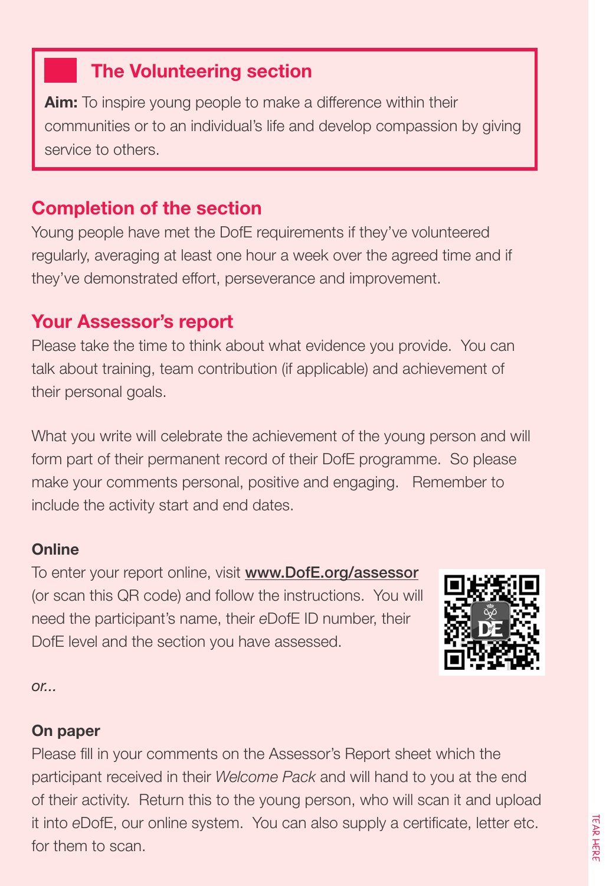## The Volunteering section

**Aim:** To inspire young people to make a difference within their communities or to an individual's life and develop compassion by giving service to others.

## Completion of the section

Young people have met the DofE requirements if they've volunteered regularly, averaging at least one hour a week over the agreed time and if they've demonstrated effort, perseverance and improvement.

## Your Assessor's report

Please take the time to think about what evidence you provide. You can talk about training, team contribution (if applicable) and achievement of their personal goals.

What you write will celebrate the achievement of the young person and will form part of their permanent record of their DofE programme. So please make your comments personal, positive and engaging. Remember to include the activity start and end dates.

### Online

To enter your report online, visit **www.DofE.org/assessor** (or scan this QR code) and follow the instructions. You will need the participant's name, their *e*DofE ID number, their DofE level and the section you have assessed.

*or...*

### On paper

Please fill in your comments on the Assessor's Report sheet which the participant received in their *Welcome Pack* and will hand to you at the end of their activity. Return this to the young person, who will scan it and upload it into *e*DofE, our online system. You can also supply a certificate, letter etc. for them to scan.

TEAR HERE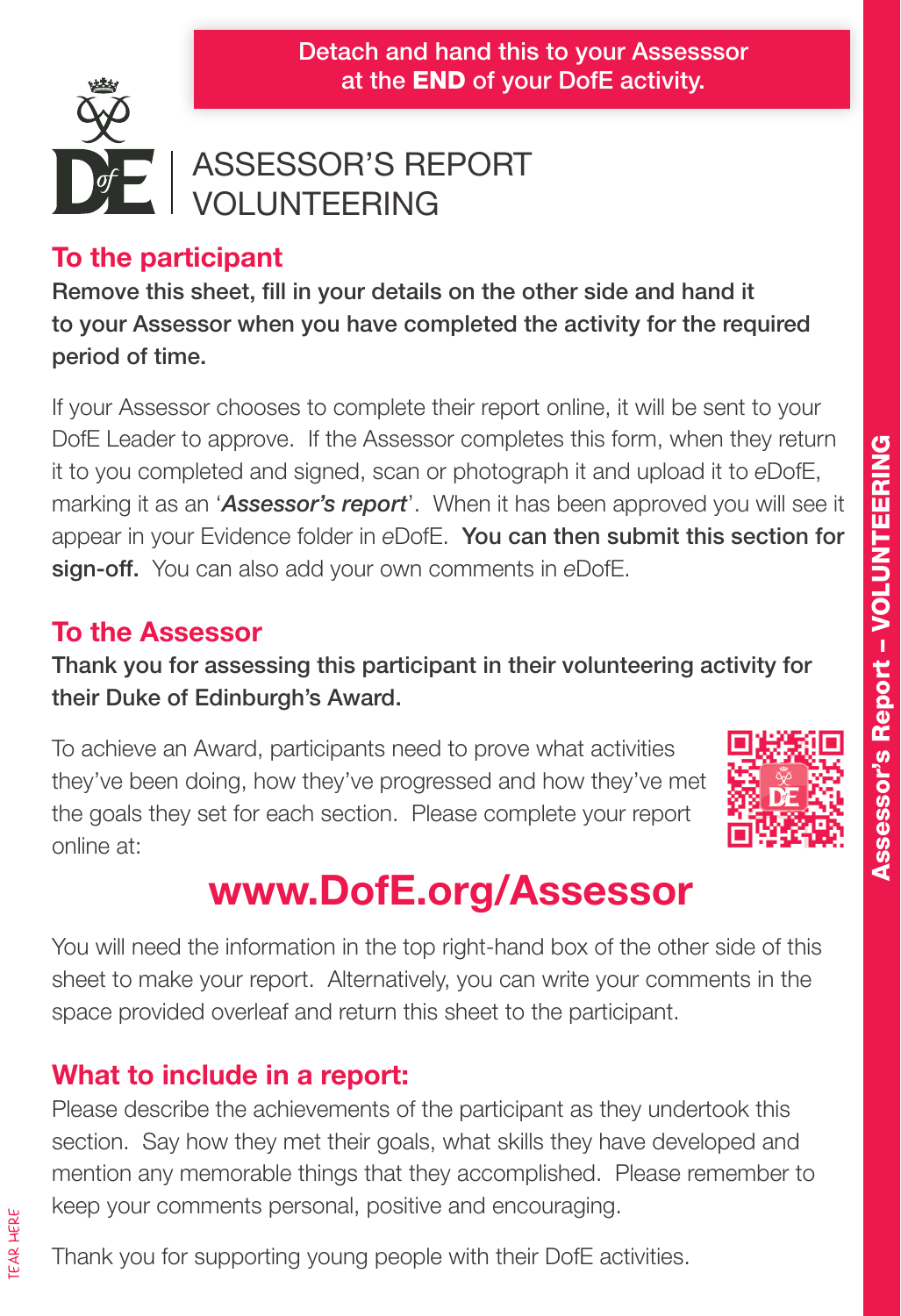**Detach and hand this to your Assesssor at the END of your DofE activity.**

# ASSESSOR'S REPORT VOLUNTEERING

## To the participant

**Remove this sheet, fill in your details on the other side and hand it to your Assessor when you have completed the activity for the required period of time.**

If your Assessor chooses to complete their report online, it will be sent to your DofE Leader to approve. If the Assessor completes this form, when they return it to you completed and signed, scan or photograph it and upload it to *e*DofE, marking it as an '***Assessor's report***'. When it has been approved you will see it appear in your Evidence folder in *e*DofE. **You can then submit this section for sign-off.** You can also add your own comments in *e*DofE.

## To the Assessor

**Thank you for assessing this participant in their volunteering activity for their Duke of Edinburgh's Award.**

To achieve an Award, participants need to prove what activities they've been doing, how they've progressed and how they've met the goals they set for each section. Please complete your report online at:

**www.DofE.org/Assessor**

You will need the information in the top right-hand box of the other side of this sheet to make your report. Alternatively, you can write your comments in the space provided overleaf and return this sheet to the participant.

## What to include in a report:

Please describe the achievements of the participant as they undertook this section. Say how they met their goals, what skills they have developed and mention any memorable things that they accomplished. Please remember to keep your comments personal, positive and encouraging.

Thank you for supporting young people with their DofE activities.

TEAR HERE

**Assessor's Report – VOLUNTEERING**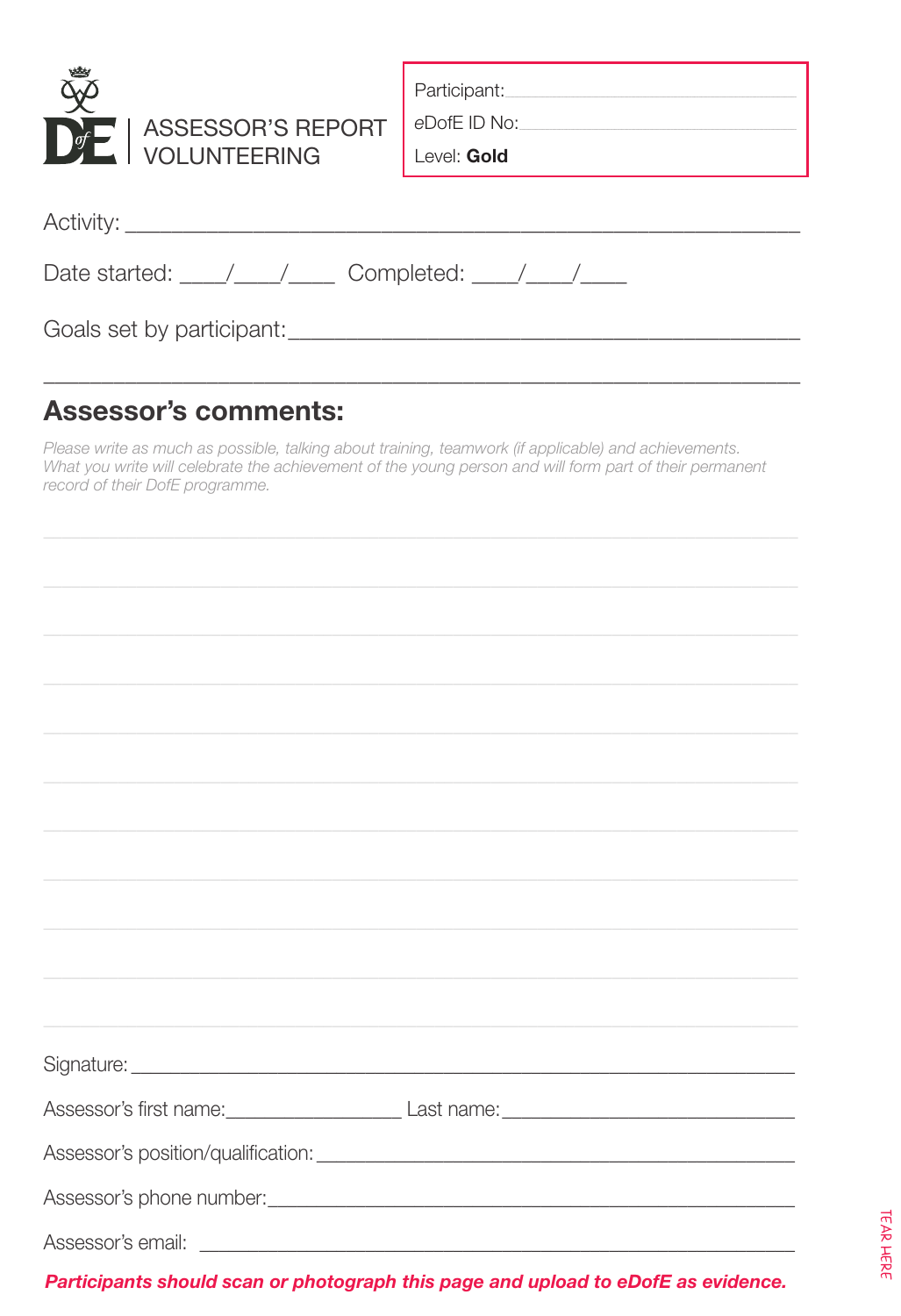# ASSESSOR'S REPORT VOLUNTEERING

Participant:

eDofE ID No:

Level: **Gold**

Activity: ____________________________________________

Date started: ____/____/____ Completed: ____/____/____

Goals set by participant: ____________________________________________

____________________________________________

## Assessor's comments:

*Please write as much as possible, talking about training, teamwork (if applicable) and achievements. What you write will celebrate the achievement of the young person and will form part of their permanent record of their DofE programme.*

Signature: ____________________________________________

Assessor's first name: ________________ Last name: ________________

Assessor's position/qualification: ____________________________________________

Assessor's phone number: ____________________________________________

Assessor's email: ____________________________________________

***Participants should scan or photograph this page and upload to eDofE as evidence.***

TEAR HERE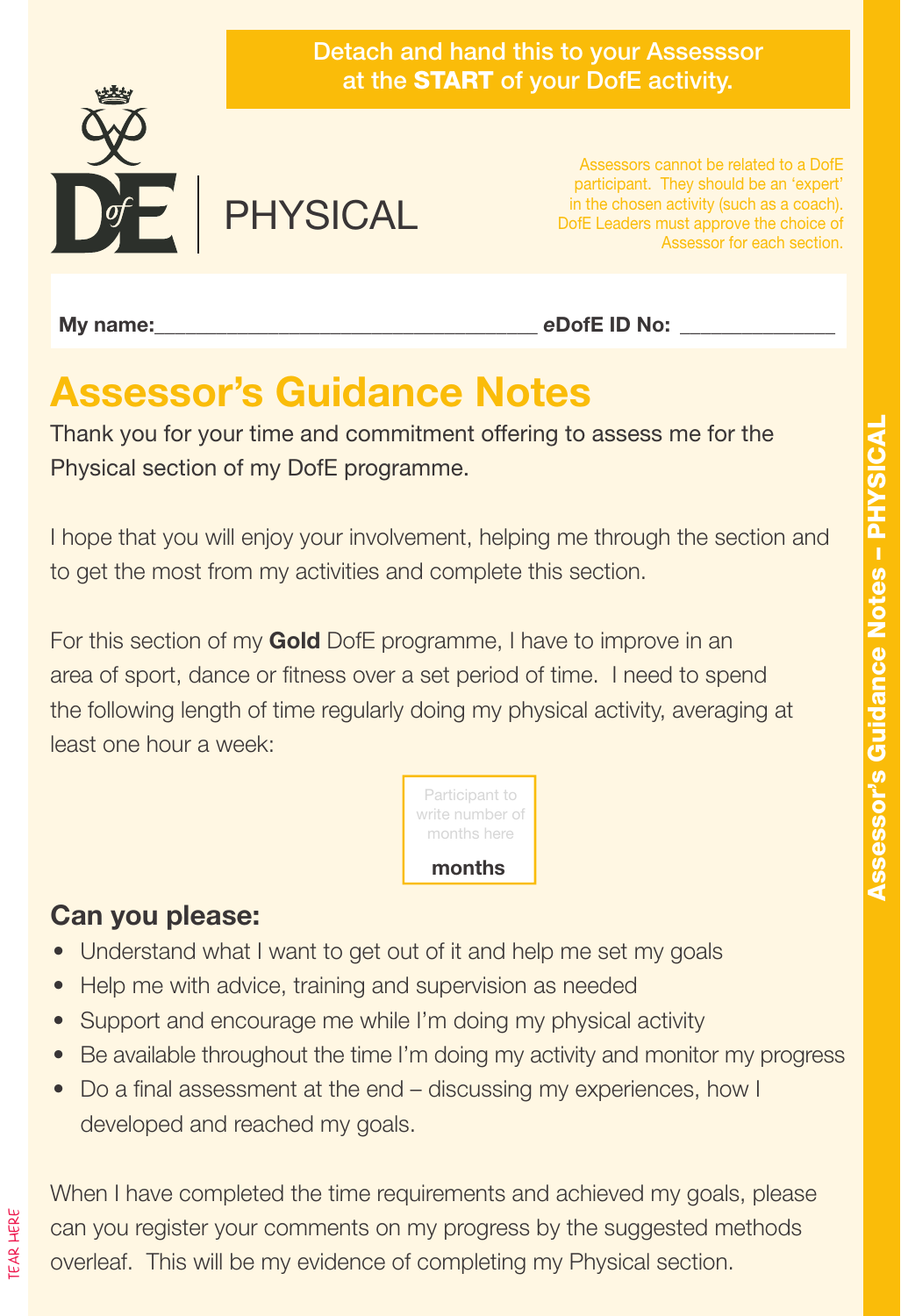**Detach and hand this to your Assesssor at the START of your DofE activity.**

# DofE | PHYSICAL

Assessors cannot be related to a DofE participant. They should be an 'expert' in the chosen activity (such as a coach). DofE Leaders must approve the choice of Assessor for each section.

**My name:**__________________________________ ***e*****DofE ID No:** ______________

## Assessor's Guidance Notes

Thank you for your time and commitment offering to assess me for the Physical section of my DofE programme.

I hope that you will enjoy your involvement, helping me through the section and to get the most from my activities and complete this section.

For this section of my **Gold** DofE programme, I have to improve in an area of sport, dance or fitness over a set period of time. I need to spend the following length of time regularly doing my physical activity, averaging at least one hour a week:

| Participant to write number of months here **months** |
|---|

### Can you please:

- Understand what I want to get out of it and help me set my goals
- Help me with advice, training and supervision as needed
- Support and encourage me while I'm doing my physical activity
- Be available throughout the time I'm doing my activity and monitor my progress
- Do a final assessment at the end – discussing my experiences, how I developed and reached my goals.

When I have completed the time requirements and achieved my goals, please can you register your comments on my progress by the suggested methods overleaf. This will be my evidence of completing my Physical section.

Assessor's Guidance Notes – PHYSICAL

TEAR HERE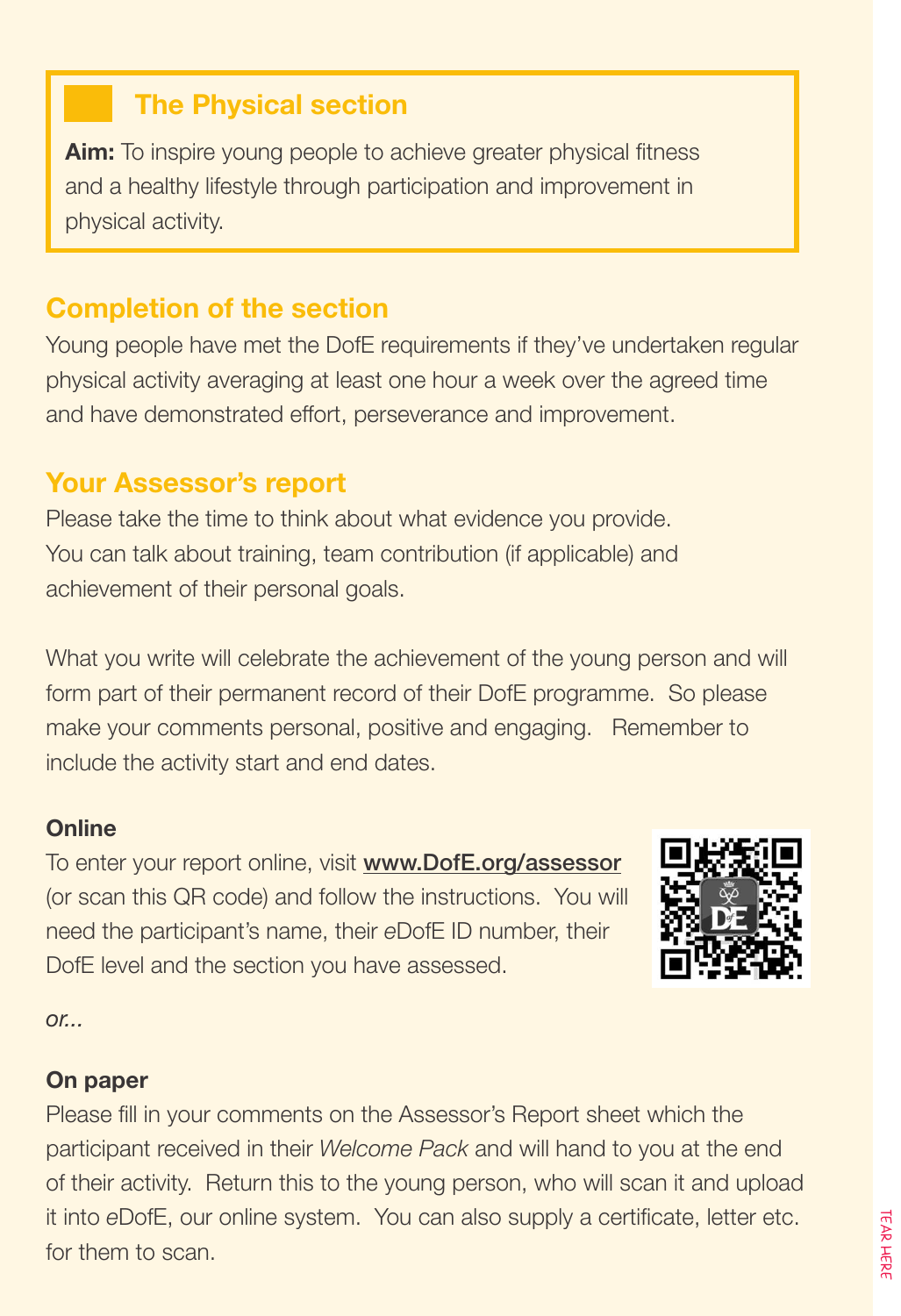## The Physical section

**Aim:** To inspire young people to achieve greater physical fitness and a healthy lifestyle through participation and improvement in physical activity.

## Completion of the section

Young people have met the DofE requirements if they've undertaken regular physical activity averaging at least one hour a week over the agreed time and have demonstrated effort, perseverance and improvement.

## Your Assessor's report

Please take the time to think about what evidence you provide. You can talk about training, team contribution (if applicable) and achievement of their personal goals.

What you write will celebrate the achievement of the young person and will form part of their permanent record of their DofE programme. So please make your comments personal, positive and engaging. Remember to include the activity start and end dates.

**Online**

To enter your report online, visit **www.DofE.org/assessor** (or scan this QR code) and follow the instructions. You will need the participant's name, their *e*DofE ID number, their DofE level and the section you have assessed.

*or...*

**On paper**

Please fill in your comments on the Assessor's Report sheet which the participant received in their *Welcome Pack* and will hand to you at the end of their activity. Return this to the young person, who will scan it and upload it into *e*DofE, our online system. You can also supply a certificate, letter etc. for them to scan.

TEAR HERE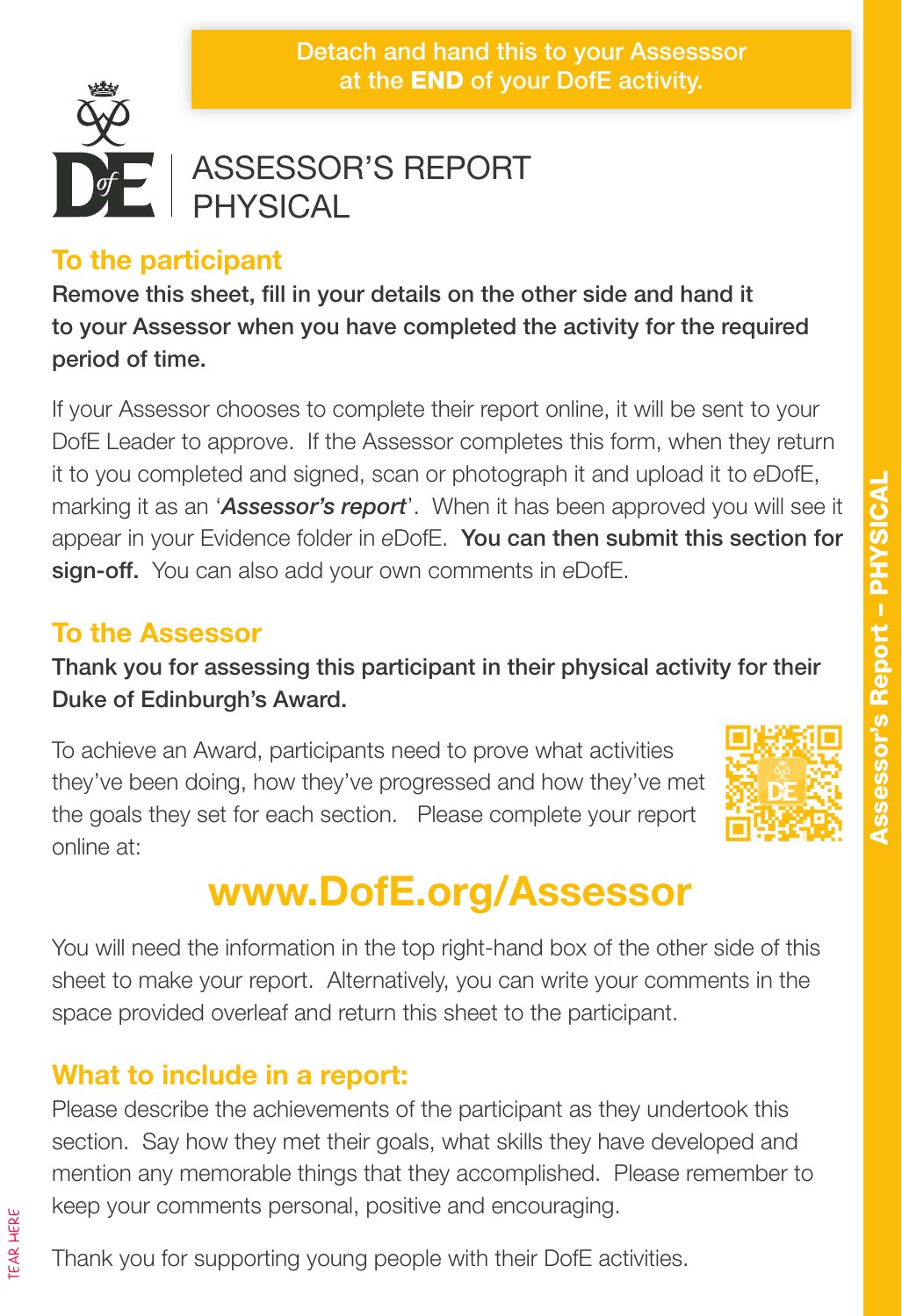**Detach and hand this to your Assesssor at the END of your DofE activity.**

# ASSESSOR'S REPORT PHYSICAL

## To the participant

**Remove this sheet, fill in your details on the other side and hand it to your Assessor when you have completed the activity for the required period of time.**

If your Assessor chooses to complete their report online, it will be sent to your DofE Leader to approve. If the Assessor completes this form, when they return it to you completed and signed, scan or photograph it and upload it to *e*DofE, marking it as an '***Assessor's report***'. When it has been approved you will see it appear in your Evidence folder in *e*DofE. **You can then submit this section for sign-off.** You can also add your own comments in *e*DofE.

## To the Assessor

**Thank you for assessing this participant in their physical activity for their Duke of Edinburgh's Award.**

To achieve an Award, participants need to prove what activities they've been doing, how they've progressed and how they've met the goals they set for each section. Please complete your report online at:

**www.DofE.org/Assessor**

You will need the information in the top right-hand box of the other side of this sheet to make your report. Alternatively, you can write your comments in the space provided overleaf and return this sheet to the participant.

## What to include in a report:

Please describe the achievements of the participant as they undertook this section. Say how they met their goals, what skills they have developed and mention any memorable things that they accomplished. Please remember to keep your comments personal, positive and encouraging.

Thank you for supporting young people with their DofE activities.

Assessor's Report – PHYSICAL

TEAR HERE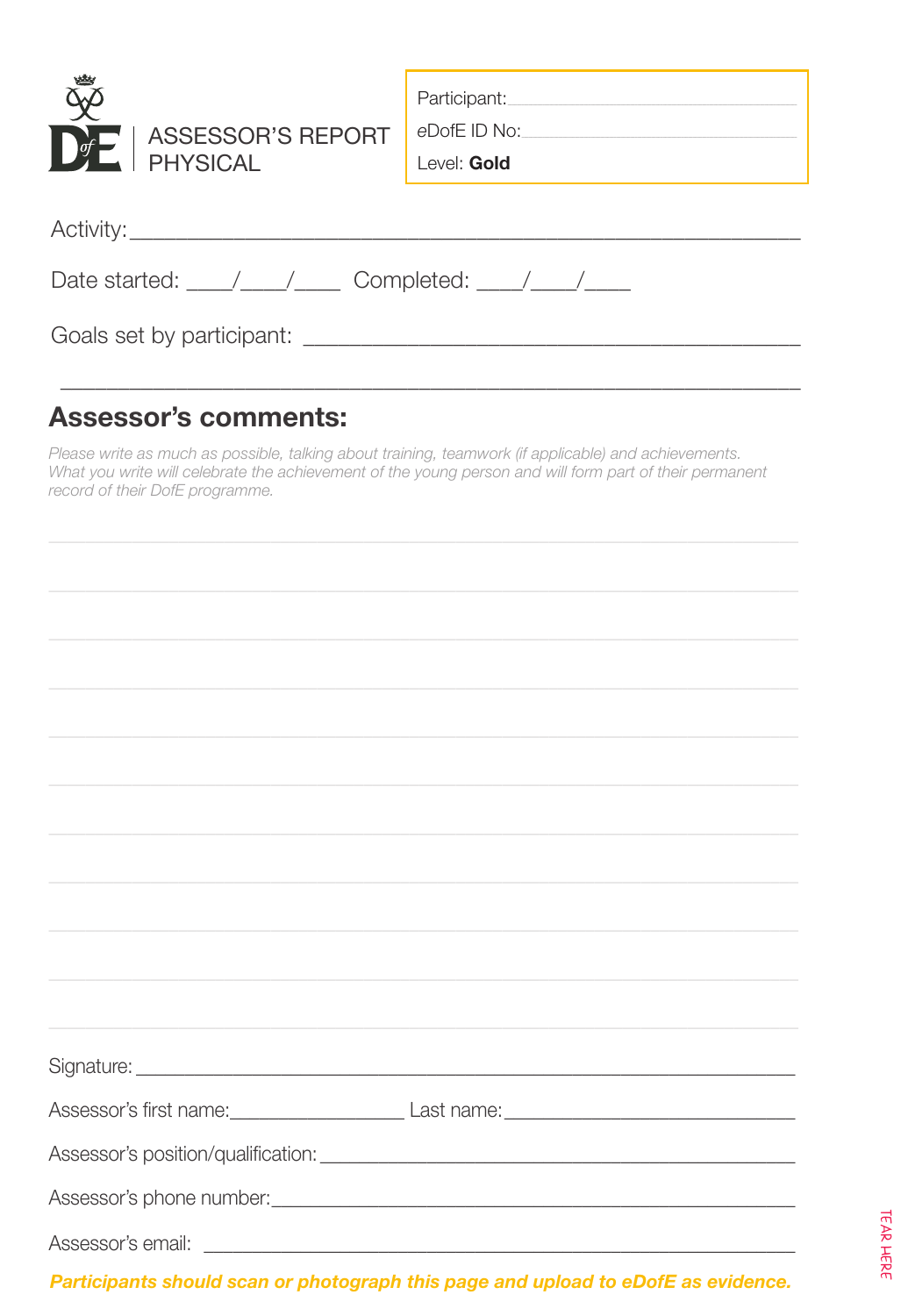# ASSESSOR'S REPORT PHYSICAL

Participant: ____________________

eDofE ID No: ____________________

Level: **Gold**

Activity: ______________________________________________________

Date started: ____/____/____ Completed: ____/____/____

Goals set by participant: ____________________________________________

______________________________________________________________

## Assessor's comments:

*Please write as much as possible, talking about training, teamwork (if applicable) and achievements. What you write will celebrate the achievement of the young person and will form part of their permanent record of their DofE programme.*

______________________________________________________________

______________________________________________________________

______________________________________________________________

______________________________________________________________

______________________________________________________________

______________________________________________________________

______________________________________________________________

______________________________________________________________

______________________________________________________________

______________________________________________________________

______________________________________________________________

Signature: ______________________________________________________

Assessor's first name: ________________ Last name: ______________________

Assessor's position/qualification: ________________________________________

Assessor's phone number: ______________________________________________

Assessor's email: ____________________________________________________

***Participants should scan or photograph this page and upload to eDofE as evidence.***

TEAR HERE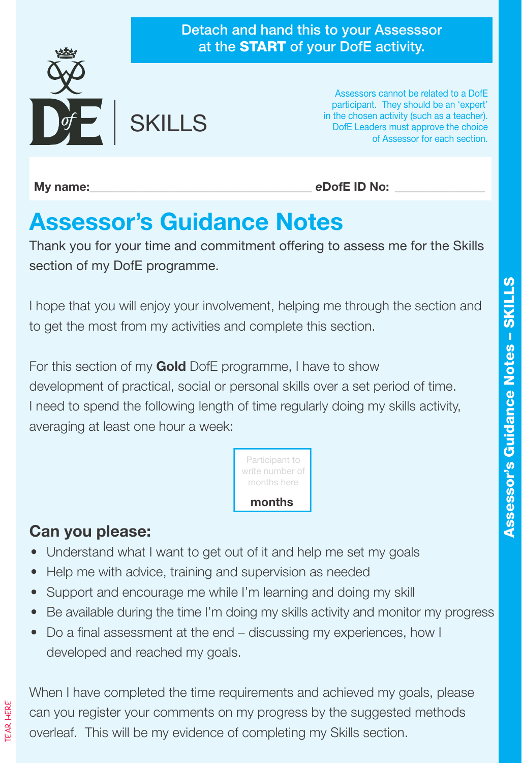Detach and hand this to your Assesssor at the **START** of your DofE activity.

DofE | SKILLS

Assessors cannot be related to a DofE participant. They should be an 'expert' in the chosen activity (such as a teacher). DofE Leaders must approve the choice of Assessor for each section.

**My name:**__________________________________ ***e*DofE ID No:** ______________

# Assessor's Guidance Notes

Thank you for your time and commitment offering to assess me for the Skills section of my DofE programme.

I hope that you will enjoy your involvement, helping me through the section and to get the most from my activities and complete this section.

For this section of my **Gold** DofE programme, I have to show development of practical, social or personal skills over a set period of time. I need to spend the following length of time regularly doing my skills activity, averaging at least one hour a week:

| Participant to write number of months here |
|---|
| **months** |

## Can you please:

- Understand what I want to get out of it and help me set my goals
- Help me with advice, training and supervision as needed
- Support and encourage me while I'm learning and doing my skill
- Be available during the time I'm doing my skills activity and monitor my progress
- Do a final assessment at the end – discussing my experiences, how I developed and reached my goals.

When I have completed the time requirements and achieved my goals, please can you register your comments on my progress by the suggested methods overleaf. This will be my evidence of completing my Skills section.

**Assessor's Guidance Notes – SKILLS**

TEAR HERE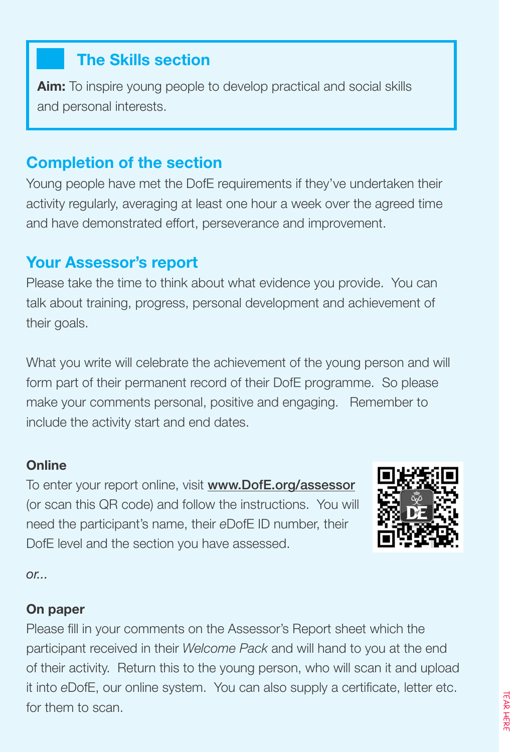## The Skills section

**Aim:** To inspire young people to develop practical and social skills and personal interests.

## Completion of the section

Young people have met the DofE requirements if they've undertaken their activity regularly, averaging at least one hour a week over the agreed time and have demonstrated effort, perseverance and improvement.

## Your Assessor's report

Please take the time to think about what evidence you provide. You can talk about training, progress, personal development and achievement of their goals.

What you write will celebrate the achievement of the young person and will form part of their permanent record of their DofE programme. So please make your comments personal, positive and engaging. Remember to include the activity start and end dates.

**Online**

To enter your report online, visit **www.DofE.org/assessor** (or scan this QR code) and follow the instructions. You will need the participant's name, their *e*DofE ID number, their DofE level and the section you have assessed.

*or...*

**On paper**

Please fill in your comments on the Assessor's Report sheet which the participant received in their *Welcome Pack* and will hand to you at the end of their activity. Return this to the young person, who will scan it and upload it into *e*DofE, our online system. You can also supply a certificate, letter etc. for them to scan.

TEAR HERE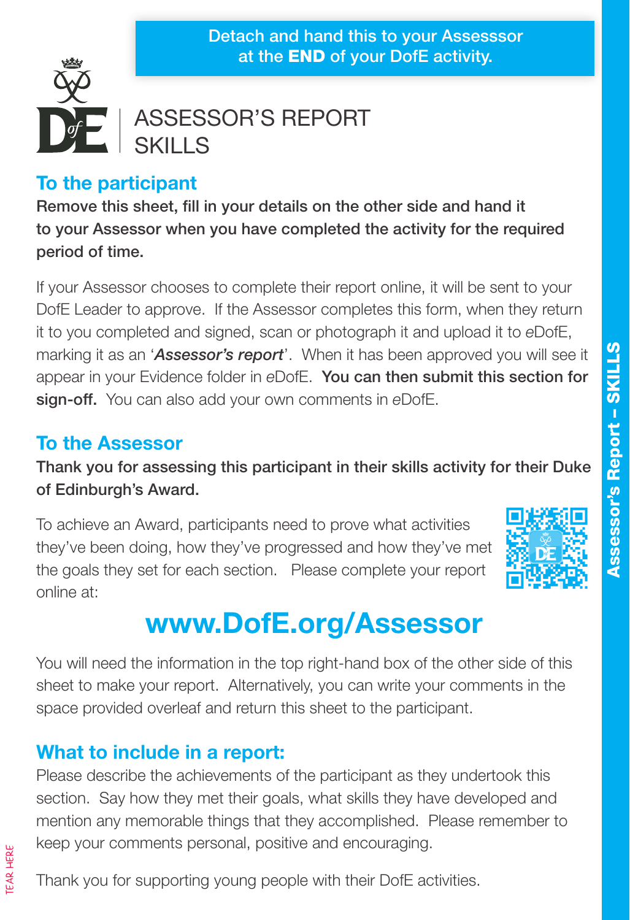Detach and hand this to your Assesssor at the **END** of your DofE activity.

# ASSESSOR'S REPORT SKILLS

## To the participant

**Remove this sheet, fill in your details on the other side and hand it to your Assessor when you have completed the activity for the required period of time.**

If your Assessor chooses to complete their report online, it will be sent to your DofE Leader to approve. If the Assessor completes this form, when they return it to you completed and signed, scan or photograph it and upload it to *e*DofE, marking it as an '***Assessor's report***'. When it has been approved you will see it appear in your Evidence folder in *e*DofE. **You can then submit this section for sign-off.** You can also add your own comments in *e*DofE.

## To the Assessor

**Thank you for assessing this participant in their skills activity for their Duke of Edinburgh's Award.**

To achieve an Award, participants need to prove what activities they've been doing, how they've progressed and how they've met the goals they set for each section. Please complete your report online at:

**www.DofE.org/Assessor**

You will need the information in the top right-hand box of the other side of this sheet to make your report. Alternatively, you can write your comments in the space provided overleaf and return this sheet to the participant.

## What to include in a report:

Please describe the achievements of the participant as they undertook this section. Say how they met their goals, what skills they have developed and mention any memorable things that they accomplished. Please remember to keep your comments personal, positive and encouraging.

Thank you for supporting young people with their DofE activities.

Assessor's Report – SKILLS

TEAR HERE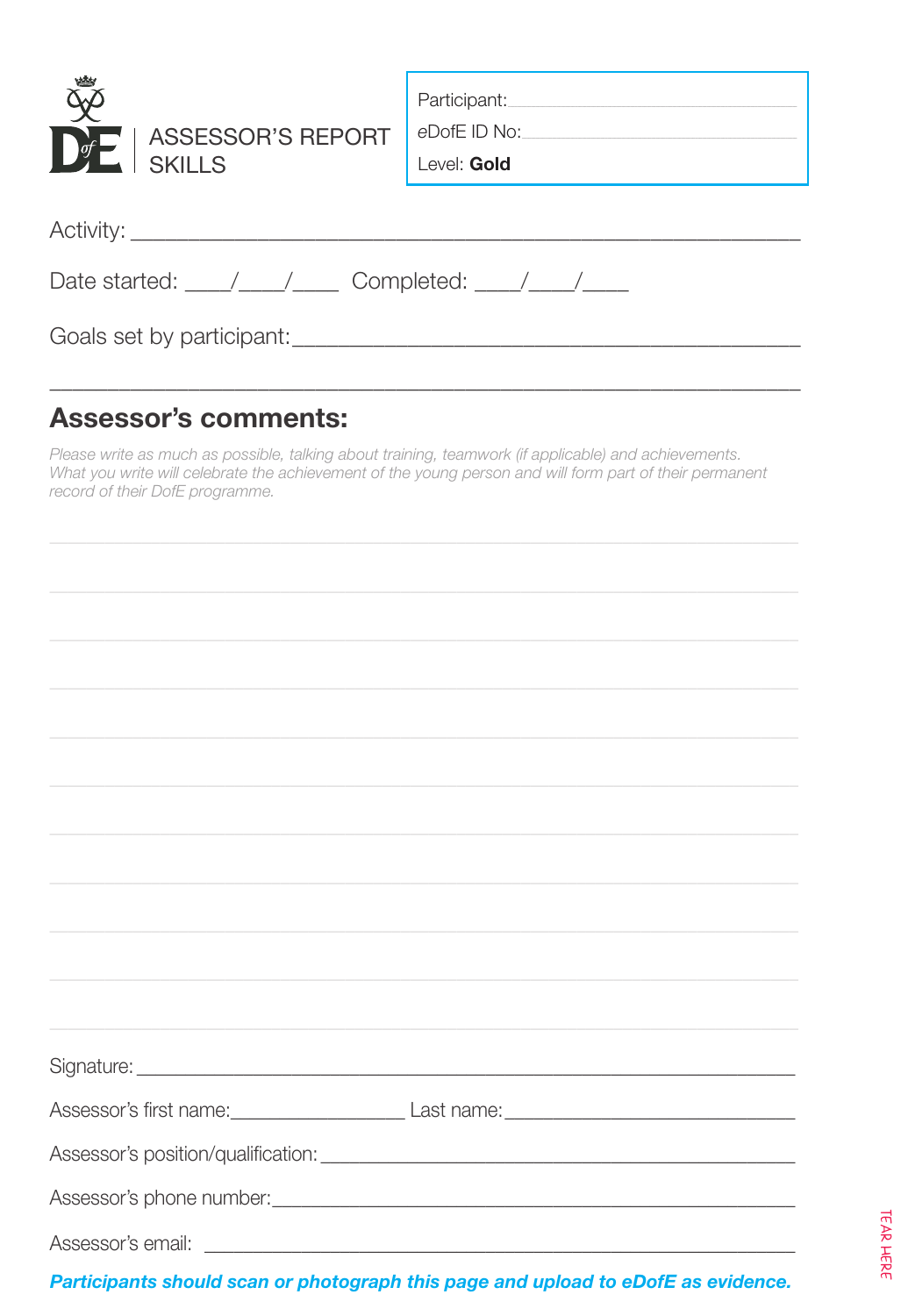# ASSESSOR'S REPORT SKILLS

Participant: ____________________

*e*DofE ID No: ____________________

Level: **Gold**

Activity: ______________________________________________________

Date started: ____/____/____ Completed: ____/____/____

Goals set by participant: ______________________________________________________

______________________________________________________

## Assessor's comments:

*Please write as much as possible, talking about training, teamwork (if applicable) and achievements. What you write will celebrate the achievement of the young person and will form part of their permanent record of their DofE programme.*

______________________________________________________

______________________________________________________

______________________________________________________

______________________________________________________

______________________________________________________

______________________________________________________

______________________________________________________

______________________________________________________

______________________________________________________

______________________________________________________

______________________________________________________

Signature: ______________________________________________________

Assessor's first name: ____________________ Last name: ____________________

Assessor's position/qualification: ______________________________________________________

Assessor's phone number: ______________________________________________________

Assessor's email: ______________________________________________________

***Participants should scan or photograph this page and upload to eDofE as evidence.***

TEAR HERE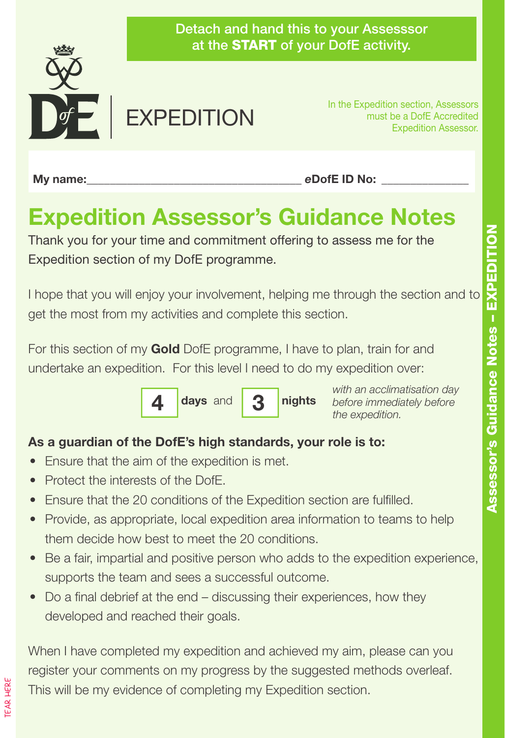Detach and hand this to your Assesssor at the **START** of your DofE activity.

# EXPEDITION

In the Expedition section, Assessors must be a DofE Accredited Expedition Assessor.

**My name:**_________________________________ ***e*DofE ID No:** _____________

## Expedition Assessor's Guidance Notes

Thank you for your time and commitment offering to assess me for the Expedition section of my DofE programme.

I hope that you will enjoy your involvement, helping me through the section and to get the most from my activities and complete this section.

For this section of my **Gold** DofE programme, I have to plan, train for and undertake an expedition. For this level I need to do my expedition over:

**4** **days** and **3** **nights** *with an acclimatisation day before immediately before the expedition.*

**As a guardian of the DofE's high standards, your role is to:**

- Ensure that the aim of the expedition is met.
- Protect the interests of the DofE.
- Ensure that the 20 conditions of the Expedition section are fulfilled.
- Provide, as appropriate, local expedition area information to teams to help them decide how best to meet the 20 conditions.
- Be a fair, impartial and positive person who adds to the expedition experience, supports the team and sees a successful outcome.
- Do a final debrief at the end – discussing their experiences, how they developed and reached their goals.

When I have completed my expedition and achieved my aim, please can you register your comments on my progress by the suggested methods overleaf. This will be my evidence of completing my Expedition section.

TEAR HERE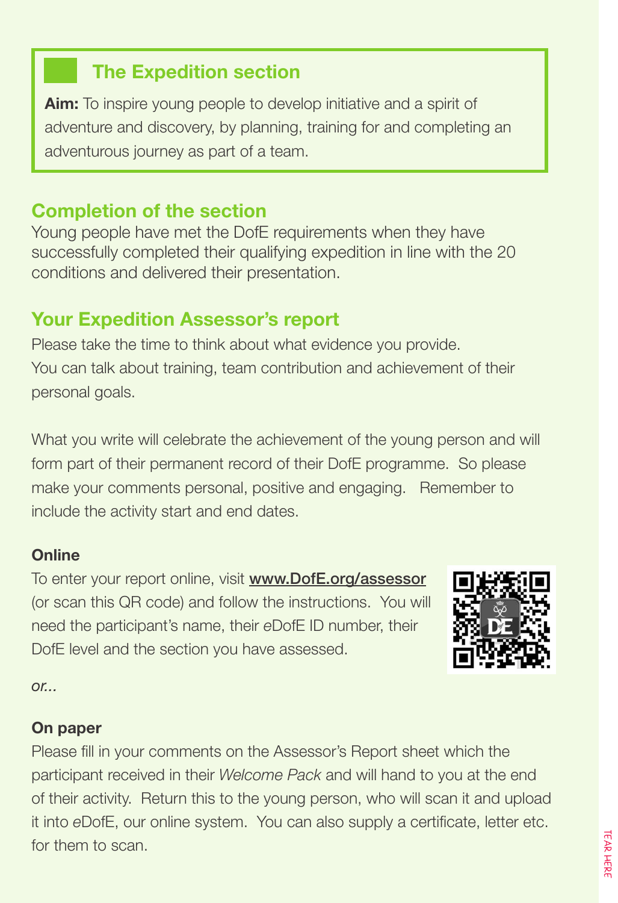## The Expedition section

**Aim:** To inspire young people to develop initiative and a spirit of adventure and discovery, by planning, training for and completing an adventurous journey as part of a team.

## Completion of the section

Young people have met the DofE requirements when they have successfully completed their qualifying expedition in line with the 20 conditions and delivered their presentation.

## Your Expedition Assessor's report

Please take the time to think about what evidence you provide. You can talk about training, team contribution and achievement of their personal goals.

What you write will celebrate the achievement of the young person and will form part of their permanent record of their DofE programme. So please make your comments personal, positive and engaging. Remember to include the activity start and end dates.

**Online**

To enter your report online, visit **www.DofE.org/assessor** (or scan this QR code) and follow the instructions. You will need the participant's name, their *e*DofE ID number, their DofE level and the section you have assessed.

*or...*

**On paper**

Please fill in your comments on the Assessor's Report sheet which the participant received in their *Welcome Pack* and will hand to you at the end of their activity. Return this to the young person, who will scan it and upload it into *e*DofE, our online system. You can also supply a certificate, letter etc. for them to scan.

TEAR HERE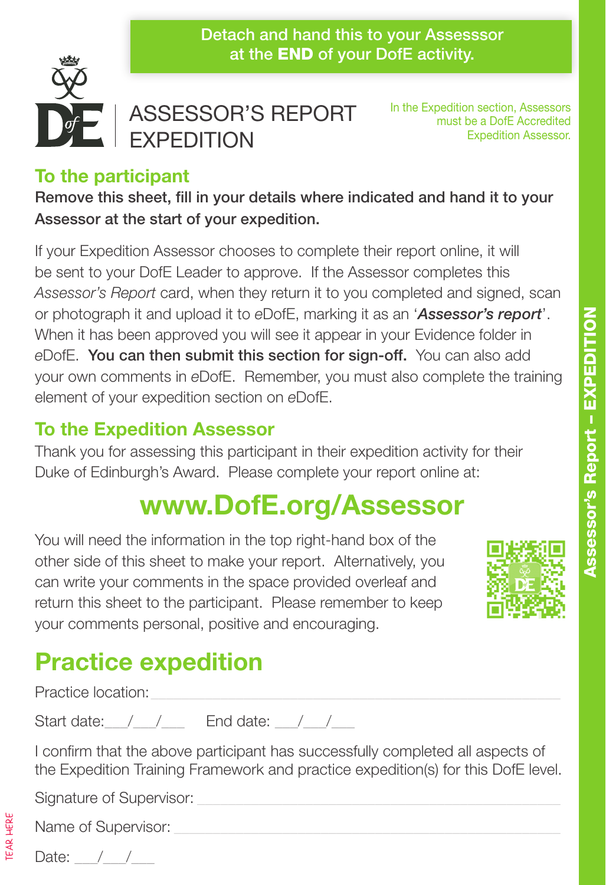**Detach and hand this to your Assesssor at the END of your DofE activity.**

# ASSESSOR'S REPORT EXPEDITION

In the Expedition section, Assessors must be a DofE Accredited Expedition Assessor.

## To the participant

**Remove this sheet, fill in your details where indicated and hand it to your Assessor at the start of your expedition.**

If your Expedition Assessor chooses to complete their report online, it will be sent to your DofE Leader to approve. If the Assessor completes this *Assessor's Report* card, when they return it to you completed and signed, scan or photograph it and upload it to *e*DofE, marking it as an '***Assessor's report***'. When it has been approved you will see it appear in your Evidence folder in *e*DofE. **You can then submit this section for sign-off.** You can also add your own comments in *e*DofE. Remember, you must also complete the training element of your expedition section on *e*DofE.

## To the Expedition Assessor

Thank you for assessing this participant in their expedition activity for their Duke of Edinburgh's Award. Please complete your report online at:

**www.DofE.org/Assessor**

You will need the information in the top right-hand box of the other side of this sheet to make your report. Alternatively, you can write your comments in the space provided overleaf and return this sheet to the participant. Please remember to keep your comments personal, positive and encouraging.

# Practice expedition

Practice location: ____________________

Start date: ___/___/___ End date: ___/___/___

I confirm that the above participant has successfully completed all aspects of the Expedition Training Framework and practice expedition(s) for this DofE level.

Signature of Supervisor: ____________________

Name of Supervisor: ____________________

Date: ___/___/___

TEAR HERE

**Assessor's Report – EXPEDITION**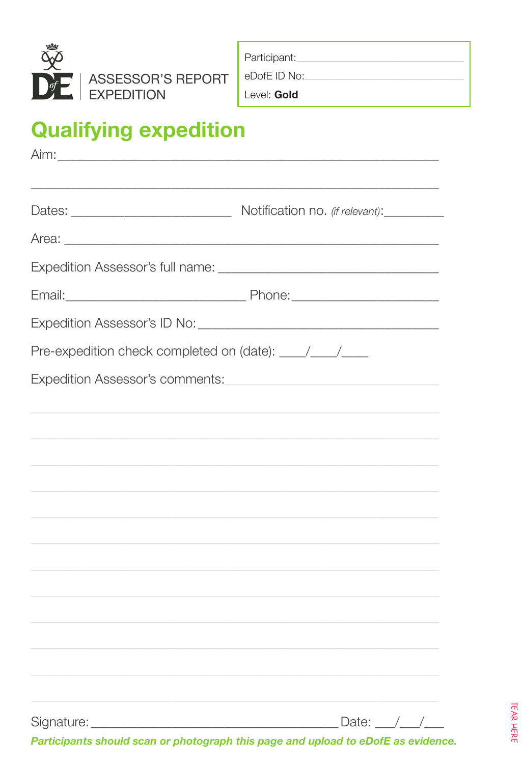ASSESSOR'S REPORT
EXPEDITION

Participant: ______________________________

eDofE ID No: ______________________________

Level: **Gold**

# Qualifying expedition

Aim: ____________________________________________________________

____________________________________________________________

Dates: __________________________ Notification no. *(if relevant)*: __________

Area: ____________________________________________________________

Expedition Assessor's full name: ____________________________________

Email: ______________________________ Phone: ________________________

Expedition Assessor's ID No: _________________________________________

Pre-expedition check completed on (date): ____/____/____

Expedition Assessor's comments: ______________________________________

____________________________________________________________

____________________________________________________________

____________________________________________________________

____________________________________________________________

____________________________________________________________

____________________________________________________________

____________________________________________________________

____________________________________________________________

____________________________________________________________

____________________________________________________________

____________________________________________________________

____________________________________________________________

Signature: ________________________________________ Date: ___/___/___

***Participants should scan or photograph this page and upload to eDofE as evidence.***

TEAR HERE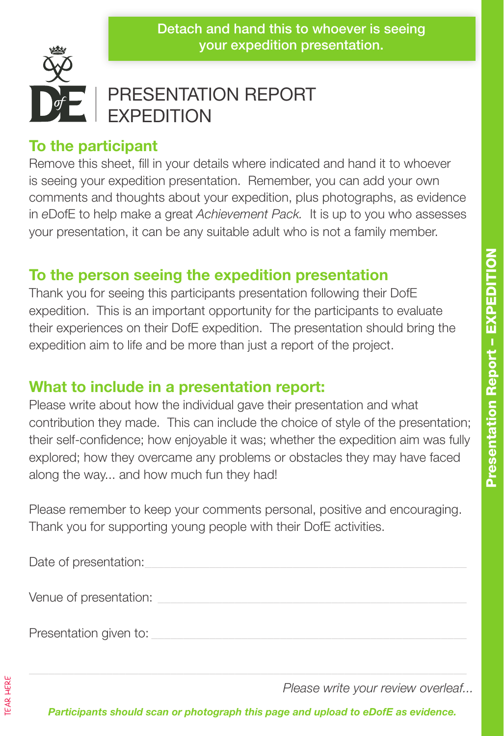Detach and hand this to whoever is seeing your expedition presentation.

# PRESENTATION REPORT EXPEDITION

## To the participant

Remove this sheet, fill in your details where indicated and hand it to whoever is seeing your expedition presentation. Remember, you can add your own comments and thoughts about your expedition, plus photographs, as evidence in *e*DofE to help make a great *Achievement Pack.* It is up to you who assesses your presentation, it can be any suitable adult who is not a family member.

## To the person seeing the expedition presentation

Thank you for seeing this participants presentation following their DofE expedition. This is an important opportunity for the participants to evaluate their experiences on their DofE expedition. The presentation should bring the expedition aim to life and be more than just a report of the project.

## What to include in a presentation report:

Please write about how the individual gave their presentation and what contribution they made. This can include the choice of style of the presentation; their self-confidence; how enjoyable it was; whether the expedition aim was fully explored; how they overcame any problems or obstacles they may have faced along the way... and how much fun they had!

Please remember to keep your comments personal, positive and encouraging. Thank you for supporting young people with their DofE activities.

Date of presentation: ______________________________

Venue of presentation: ______________________________

Presentation given to: ______________________________

*Please write your review overleaf...*

***Participants should scan or photograph this page and upload to eDofE as evidence.***

TEAR HERE

**Presentation Report – EXPEDITION**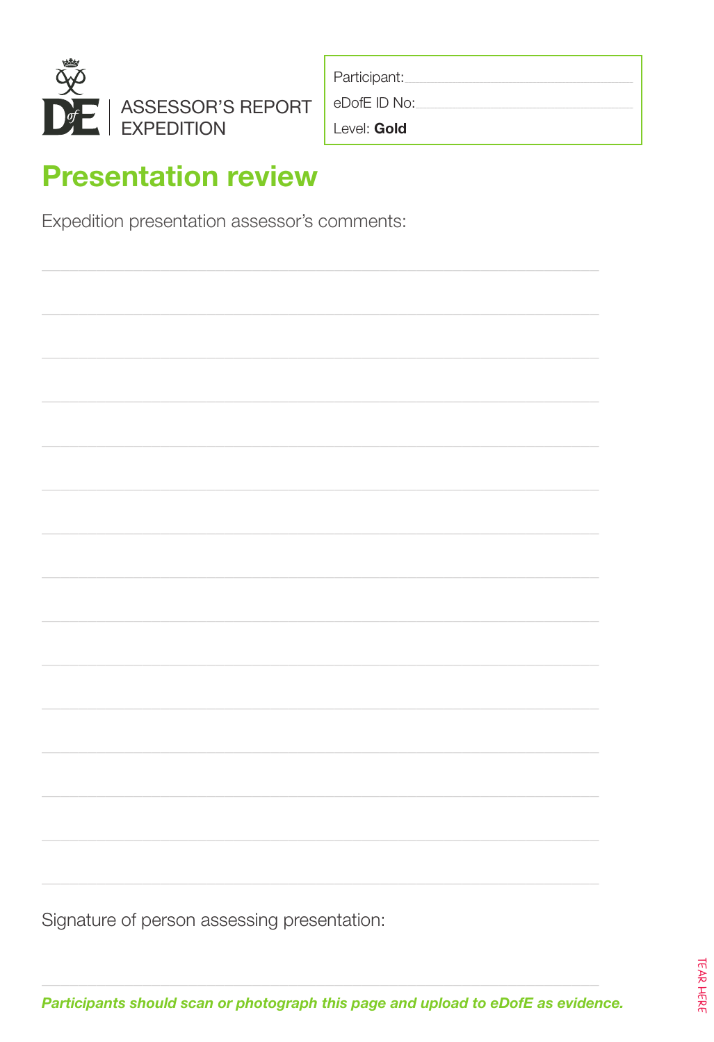ASSESSOR'S REPORT
EXPEDITION

Participant: ______________________

eDofE ID No: ______________________

Level: **Gold**

# Presentation review

Expedition presentation assessor's comments:

________________________________________________________________________

________________________________________________________________________

________________________________________________________________________

________________________________________________________________________

________________________________________________________________________

________________________________________________________________________

________________________________________________________________________

________________________________________________________________________

________________________________________________________________________

________________________________________________________________________

________________________________________________________________________

________________________________________________________________________

________________________________________________________________________

________________________________________________________________________

Signature of person assessing presentation:

________________________________________________________________________

***Participants should scan or photograph this page and upload to eDofE as evidence.***

TEAR HERE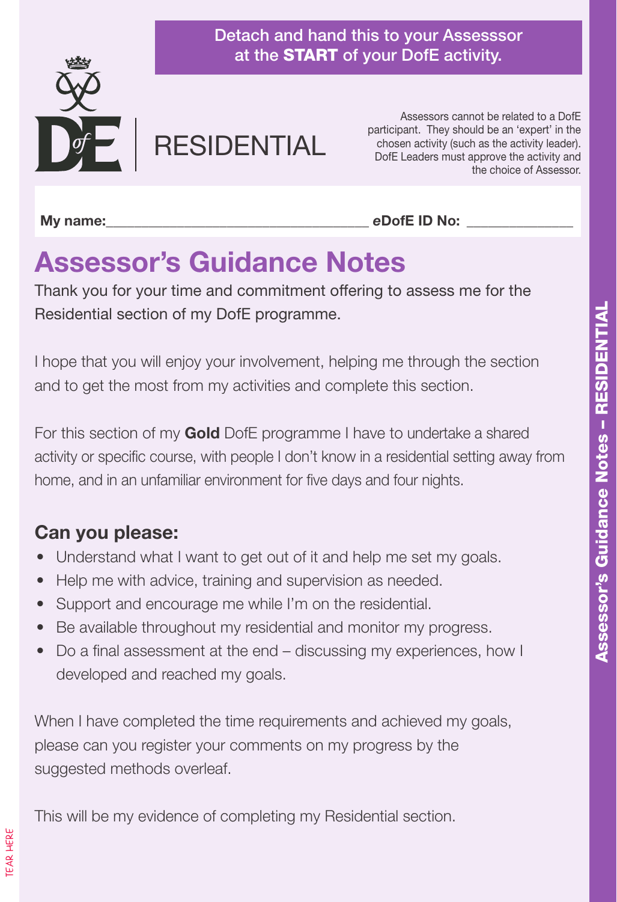Detach and hand this to your Assesssor at the **START** of your DofE activity.

# RESIDENTIAL

Assessors cannot be related to a DofE participant. They should be an 'expert' in the chosen activity (such as the activity leader). DofE Leaders must approve the activity and the choice of Assessor.

**My name:**___________________________________ ***e*****DofE ID No:** ______________

## Assessor's Guidance Notes

Thank you for your time and commitment offering to assess me for the Residential section of my DofE programme.

I hope that you will enjoy your involvement, helping me through the section and to get the most from my activities and complete this section.

For this section of my **Gold** DofE programme I have to undertake a shared activity or specific course, with people I don't know in a residential setting away from home, and in an unfamiliar environment for five days and four nights.

### Can you please:

- Understand what I want to get out of it and help me set my goals.
- Help me with advice, training and supervision as needed.
- Support and encourage me while I'm on the residential.
- Be available throughout my residential and monitor my progress.
- Do a final assessment at the end – discussing my experiences, how I developed and reached my goals.

When I have completed the time requirements and achieved my goals, please can you register your comments on my progress by the suggested methods overleaf.

This will be my evidence of completing my Residential section.

TEAR HERE

Assessor's Guidance Notes – RESIDENTIAL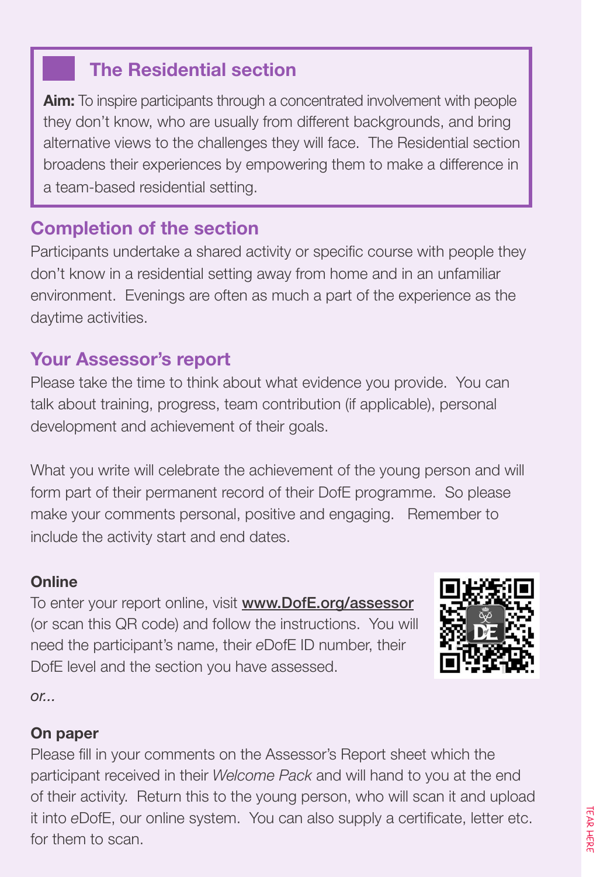## The Residential section

**Aim:** To inspire participants through a concentrated involvement with people they don't know, who are usually from different backgrounds, and bring alternative views to the challenges they will face. The Residential section broadens their experiences by empowering them to make a difference in a team-based residential setting.

## Completion of the section

Participants undertake a shared activity or specific course with people they don't know in a residential setting away from home and in an unfamiliar environment. Evenings are often as much a part of the experience as the daytime activities.

## Your Assessor's report

Please take the time to think about what evidence you provide. You can talk about training, progress, team contribution (if applicable), personal development and achievement of their goals.

What you write will celebrate the achievement of the young person and will form part of their permanent record of their DofE programme. So please make your comments personal, positive and engaging. Remember to include the activity start and end dates.

**Online**

To enter your report online, visit **www.DofE.org/assessor** (or scan this QR code) and follow the instructions. You will need the participant's name, their *e*DofE ID number, their DofE level and the section you have assessed.

*or...*

**On paper**

Please fill in your comments on the Assessor's Report sheet which the participant received in their *Welcome Pack* and will hand to you at the end of their activity. Return this to the young person, who will scan it and upload it into *e*DofE, our online system. You can also supply a certificate, letter etc. for them to scan.

TEAR HERE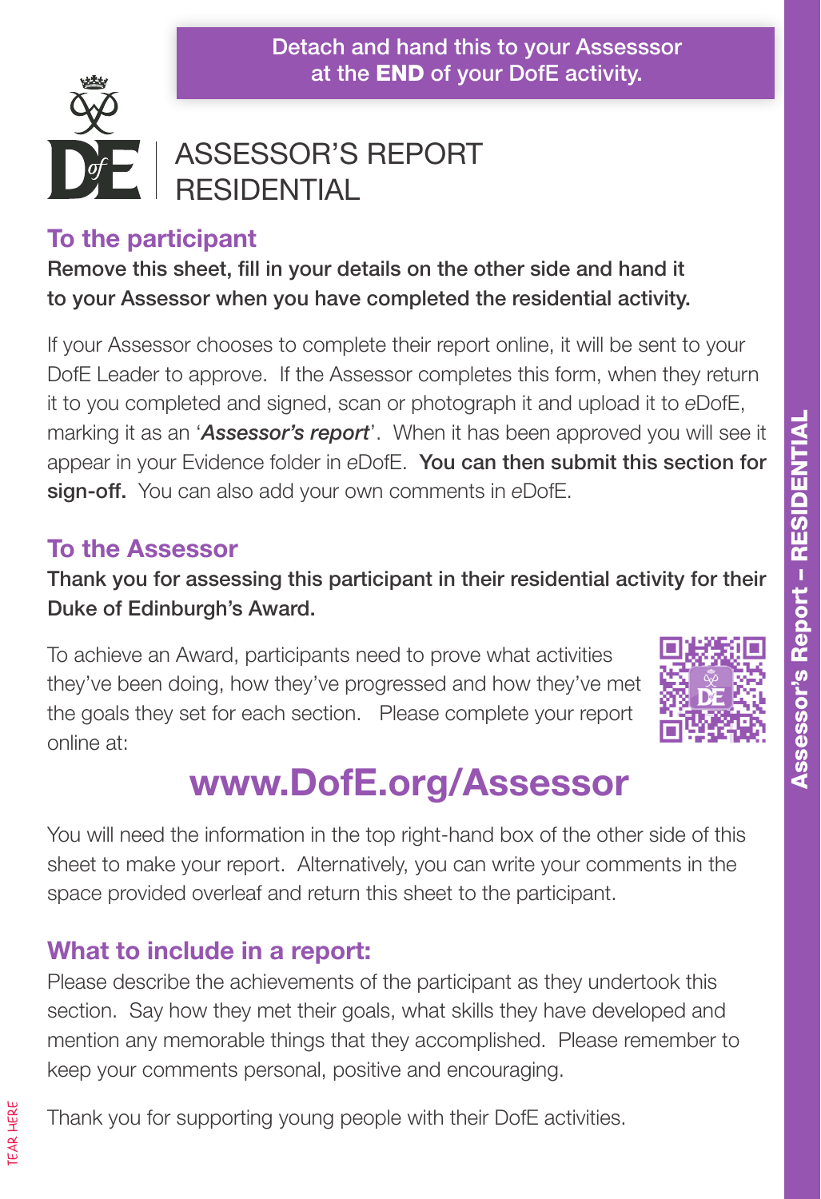**Detach and hand this to your Assesssor at the END of your DofE activity.**

# ASSESSOR'S REPORT RESIDENTIAL

## To the participant

**Remove this sheet, fill in your details on the other side and hand it to your Assessor when you have completed the residential activity.**

If your Assessor chooses to complete their report online, it will be sent to your DofE Leader to approve. If the Assessor completes this form, when they return it to you completed and signed, scan or photograph it and upload it to *e*DofE, marking it as an '***Assessor's report***'. When it has been approved you will see it appear in your Evidence folder in *e*DofE. **You can then submit this section for sign-off.** You can also add your own comments in *e*DofE.

## To the Assessor

**Thank you for assessing this participant in their residential activity for their Duke of Edinburgh's Award.**

To achieve an Award, participants need to prove what activities they've been doing, how they've progressed and how they've met the goals they set for each section. Please complete your report online at:

**www.DofE.org/Assessor**

You will need the information in the top right-hand box of the other side of this sheet to make your report. Alternatively, you can write your comments in the space provided overleaf and return this sheet to the participant.

## What to include in a report:

Please describe the achievements of the participant as they undertook this section. Say how they met their goals, what skills they have developed and mention any memorable things that they accomplished. Please remember to keep your comments personal, positive and encouraging.

Thank you for supporting young people with their DofE activities.

**Assessor's Report – RESIDENTIAL**

TEAR HERE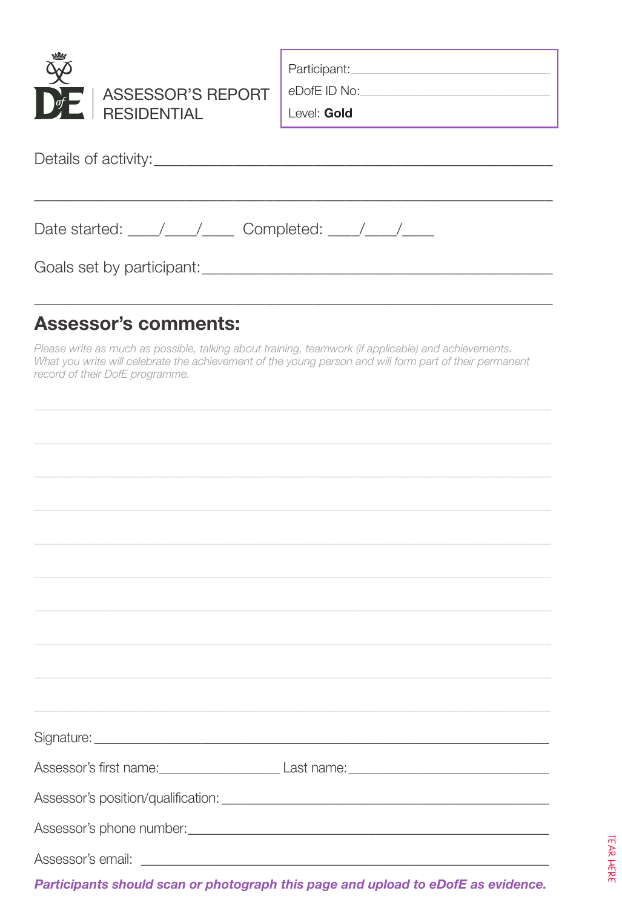# ASSESSOR'S REPORT RESIDENTIAL

Participant: ____________________

*e*DofE ID No: ____________________

Level: **Gold**

Details of activity: ______________________________________________

______________________________________________

Date started: ____/____/____ Completed: ____/____/____

Goals set by participant: ______________________________________________

______________________________________________

## Assessor's comments:

*Please write as much as possible, talking about training, teamwork (if applicable) and achievements. What you write will celebrate the achievement of the young person and will form part of their permanent record of their DofE programme.*

______________________________________________

______________________________________________

______________________________________________

______________________________________________

______________________________________________

______________________________________________

______________________________________________

______________________________________________

______________________________________________

Signature: ______________________________________________

Assessor's first name: ____________________ Last name: ____________________

Assessor's position/qualification: ______________________________________________

Assessor's phone number: ______________________________________________

Assessor's email: ______________________________________________

***Participants should scan or photograph this page and upload to eDofE as evidence.***

TEAR HERE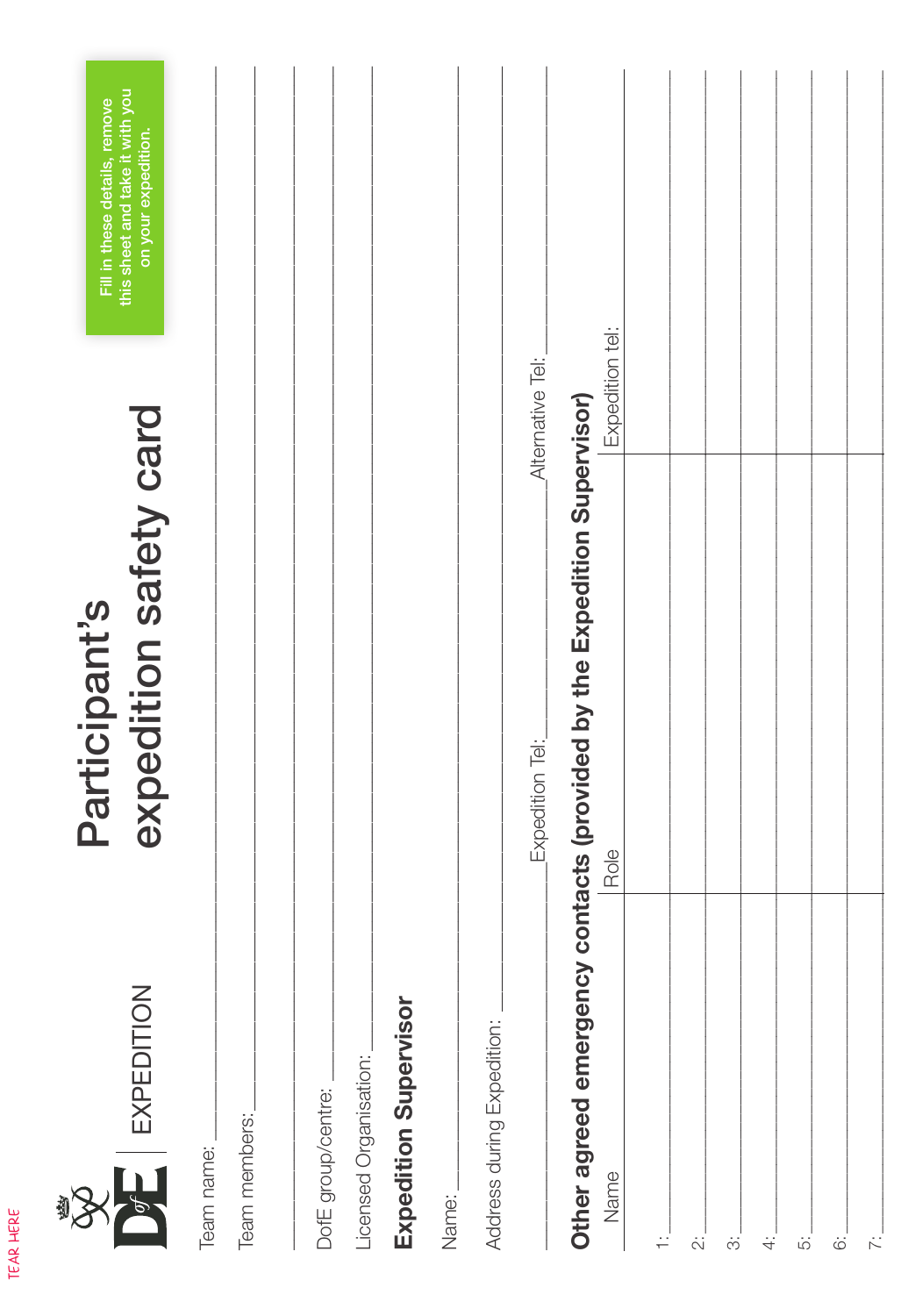TEAR HERE

EXPEDITION

# Participant's expedition safety card

Fill in these details, remove this sheet and take it with you on your expedition.

Team name: ______________________________

Team members: ______________________________

______________________________

DofE group/centre: ______________________________

Licensed Organisation: ______________________________

## Expedition Supervisor

Name: ______________________________

Address during Expedition: ______________________________

Expedition Tel: ______________ Alternative Tel: ______________

## Other agreed emergency contacts (provided by the Expedition Supervisor)

| Name | Role | Expedition tel: |
|---|---|---|
| 1: | | |
| 2: | | |
| 3: | | |
| 4: | | |
| 5: | | |
| 6: | | |
| 7: | | |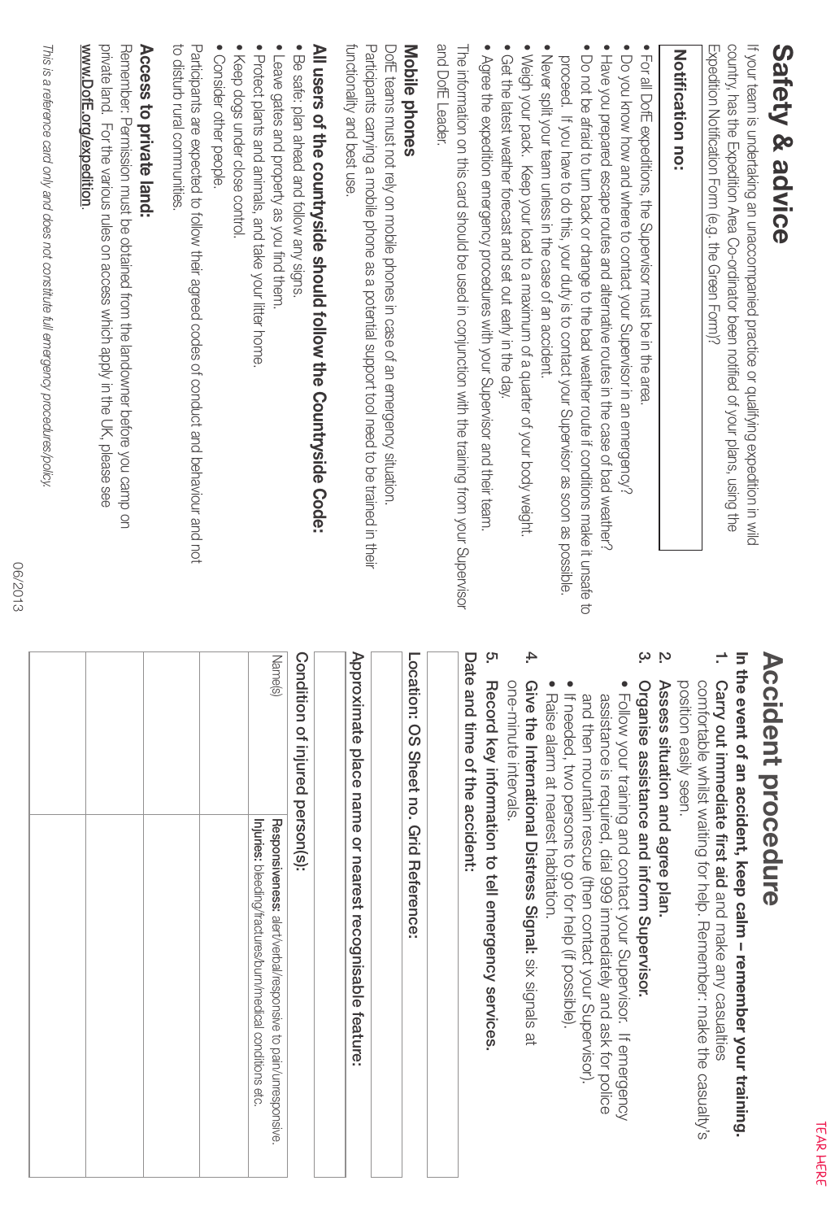# Safety & advice

If your team is undertaking an unaccompanied practice or qualifying expedition in wild country, has the Expedition Area Co-ordinator been notified of your plans, using the Expedition Notification Form (e.g. the Green Form)?

**Notification no:**

- For all DofE expeditions, the Supervisor must be in the area.
- Do you know how and where to contact your Supervisor in an emergency?
- Have you prepared escape routes and alternative routes in the case of bad weather?
- Do not be afraid to turn back or change to the bad weather route if conditions make it unsafe to proceed. If you have to do this, your duty is to contact your Supervisor as soon as possible.
- Never split your team unless in the case of an accident.
- Weigh your pack. Keep your load to a maximum of a quarter of your body weight.
- Get the latest weather forecast and set out early in the day.
- Agree the expedition emergency procedures with your Supervisor and their team.

The information on this card should be used in conjunction with the training from your Supervisor and DofE Leader.

## Mobile phones

DofE teams must not rely on mobile phones in case of an emergency situation.
Participants carrying a mobile phone as a potential support tool need to be trained in their functionality and best use.

## All users of the countryside should follow the Countryside Code:

- Be safe: plan ahead and follow any signs.
- Leave gates and property as you find them.
- Protect plants and animals, and take your litter home.
- Keep dogs under close control.
- Consider other people.

Participants are expected to follow their agreed codes of conduct and behaviour and not to disturb rural communities.

## Access to private land:

Remember: Permission must be obtained from the landowner before you camp on private land. For the various rules on access which apply in the UK, please see **www.DofE.org/expedition**.

*This is a reference card only and does not constitute full emergency procedures/policy.*

06/2013

TEAR HERE

# Accident procedure

**In the event of an accident, keep calm – remember your training.**

1. **Carry out immediate first aid** and make any casualties comfortable whilst waiting for help. Remember: make the casualty's position easily seen.
2. **Assess situation and agree plan.**
3. **Organise assistance and inform Supervisor.**
   - Follow your training and contact your Supervisor. If emergency assistance is required, dial 999 immediately and ask for police and then mountain rescue (then contact your Supervisor).
   - If needed, two persons to go for help (if possible).
   - Raise alarm at nearest habitation.
4. **Give the International Distress Signal:** six signals at one-minute intervals.
5. **Record key information to tell emergency services.**

**Date and time of the accident:**

**Location: OS Sheet no. Grid Reference:**

**Approximate place name or nearest recognisable feature:**

**Condition of injured person(s):**

| Name(s) | **Responsiveness:** alert/verbal/responsive to pain/unresponsive. **Injuries:** bleeding/fractures/burn/medical conditions etc. |
|---|---|
| | |
| | |
| | |
| | |